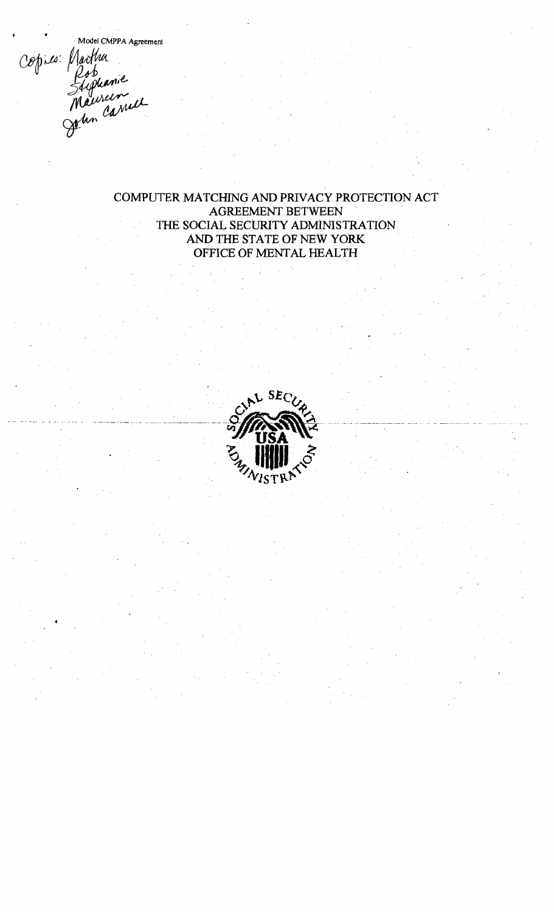Model CMPPA Agreement

Copies: Martha
Rob
Stephanie
Maureen
John Cassell

# COMPUTER MATCHING AND PRIVACY PROTECTION ACT AGREEMENT BETWEEN THE SOCIAL SECURITY ADMINISTRATION AND THE STATE OF NEW YORK OFFICE OF MENTAL HEALTH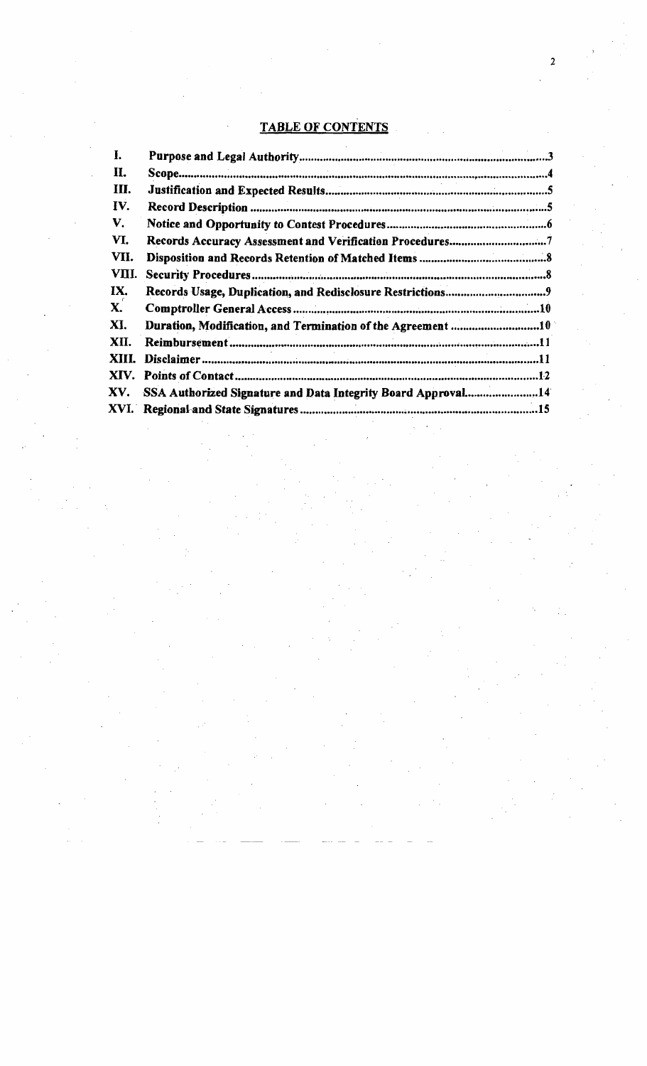## TABLE OF CONTENTS

| | | |
|---|---|---|
| **I.** | **Purpose and Legal Authority** | **3** |
| **II.** | **Scope** | **4** |
| **III.** | **Justification and Expected Results** | **5** |
| **IV.** | **Record Description** | **5** |
| **V.** | **Notice and Opportunity to Contest Procedures** | **6** |
| **VI.** | **Records Accuracy Assessment and Verification Procedures** | **7** |
| **VII.** | **Disposition and Records Retention of Matched Items** | **8** |
| **VIII.** | **Security Procedures** | **8** |
| **IX.** | **Records Usage, Duplication, and Redisclosure Restrictions** | **9** |
| **X.** | **Comptroller General Access** | **10** |
| **XI.** | **Duration, Modification, and Termination of the Agreement** | **10** |
| **XII.** | **Reimbursement** | **11** |
| **XIII.** | **Disclaimer** | **11** |
| **XIV.** | **Points of Contact** | **12** |
| **XV.** | **SSA Authorized Signature and Data Integrity Board Approval** | **14** |
| **XVI.** | **Regional and State Signatures** | **15** |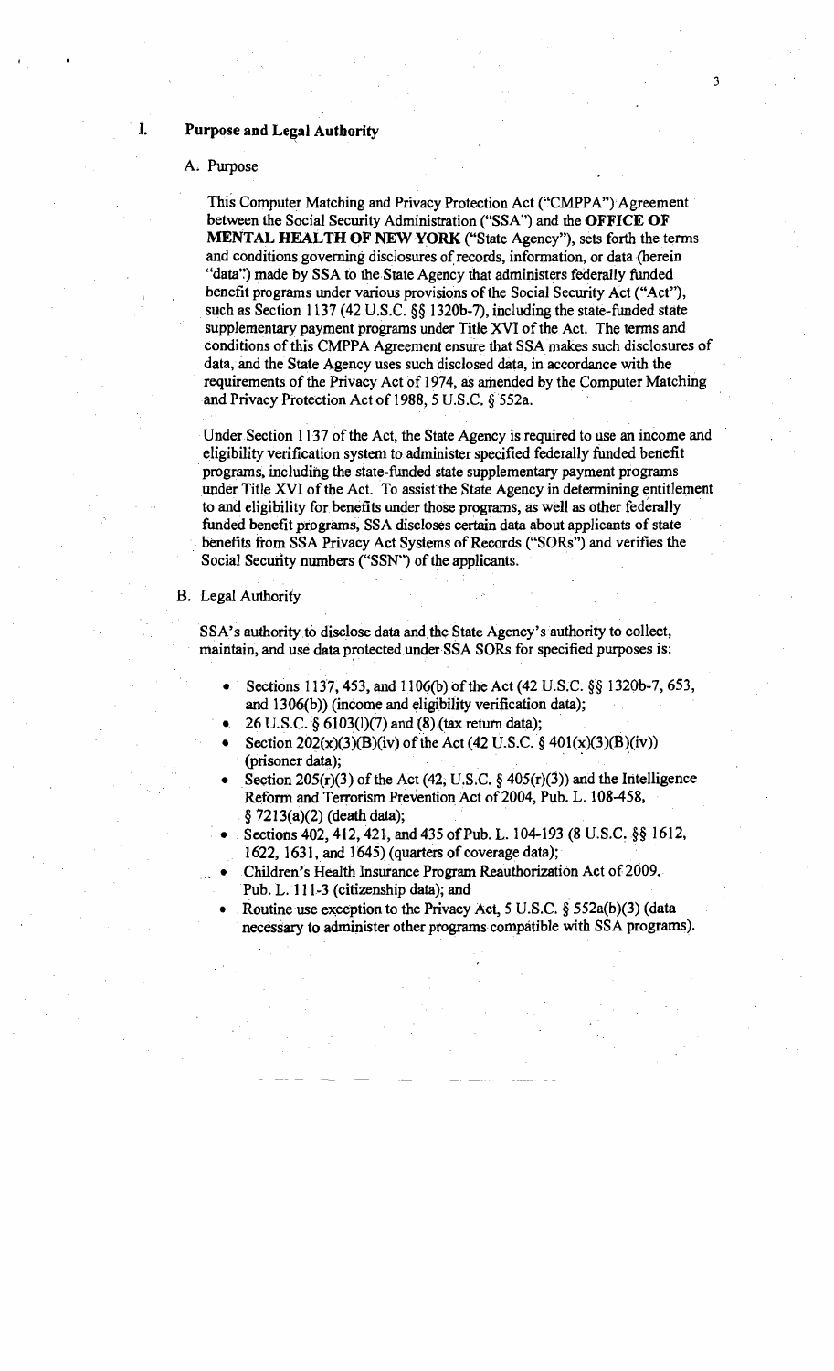## I. Purpose and Legal Authority

### A. Purpose

This Computer Matching and Privacy Protection Act ("CMPPA") Agreement between the Social Security Administration ("SSA") and the **OFFICE OF MENTAL HEALTH OF NEW YORK** ("State Agency"), sets forth the terms and conditions governing disclosures of records, information, or data (herein "data") made by SSA to the State Agency that administers federally funded benefit programs under various provisions of the Social Security Act ("Act"), such as Section 1137 (42 U.S.C. §§ 1320b-7), including the state-funded state supplementary payment programs under Title XVI of the Act. The terms and conditions of this CMPPA Agreement ensure that SSA makes such disclosures of data, and the State Agency uses such disclosed data, in accordance with the requirements of the Privacy Act of 1974, as amended by the Computer Matching and Privacy Protection Act of 1988, 5 U.S.C. § 552a.

Under Section 1137 of the Act, the State Agency is required to use an income and eligibility verification system to administer specified federally funded benefit programs, including the state-funded state supplementary payment programs under Title XVI of the Act. To assist the State Agency in determining entitlement to and eligibility for benefits under those programs, as well as other federally funded benefit programs, SSA discloses certain data about applicants of state benefits from SSA Privacy Act Systems of Records ("SORs") and verifies the Social Security numbers ("SSN") of the applicants.

### B. Legal Authority

SSA's authority to disclose data and the State Agency's authority to collect, maintain, and use data protected under SSA SORs for specified purposes is:

- Sections 1137, 453, and 1106(b) of the Act (42 U.S.C. §§ 1320b-7, 653, and 1306(b)) (income and eligibility verification data);
- 26 U.S.C. § 6103(l)(7) and (8) (tax return data);
- Section 202(x)(3)(B)(iv) of the Act (42 U.S.C. § 401(x)(3)(B)(iv)) (prisoner data);
- Section 205(r)(3) of the Act (42, U.S.C. § 405(r)(3)) and the Intelligence Reform and Terrorism Prevention Act of 2004, Pub. L. 108-458, § 7213(a)(2) (death data);
- Sections 402, 412, 421, and 435 of Pub. L. 104-193 (8 U.S.C. §§ 1612, 1622, 1631, and 1645) (quarters of coverage data);
- Children's Health Insurance Program Reauthorization Act of 2009, Pub. L. 111-3 (citizenship data); and
- Routine use exception to the Privacy Act, 5 U.S.C. § 552a(b)(3) (data necessary to administer other programs compatible with SSA programs).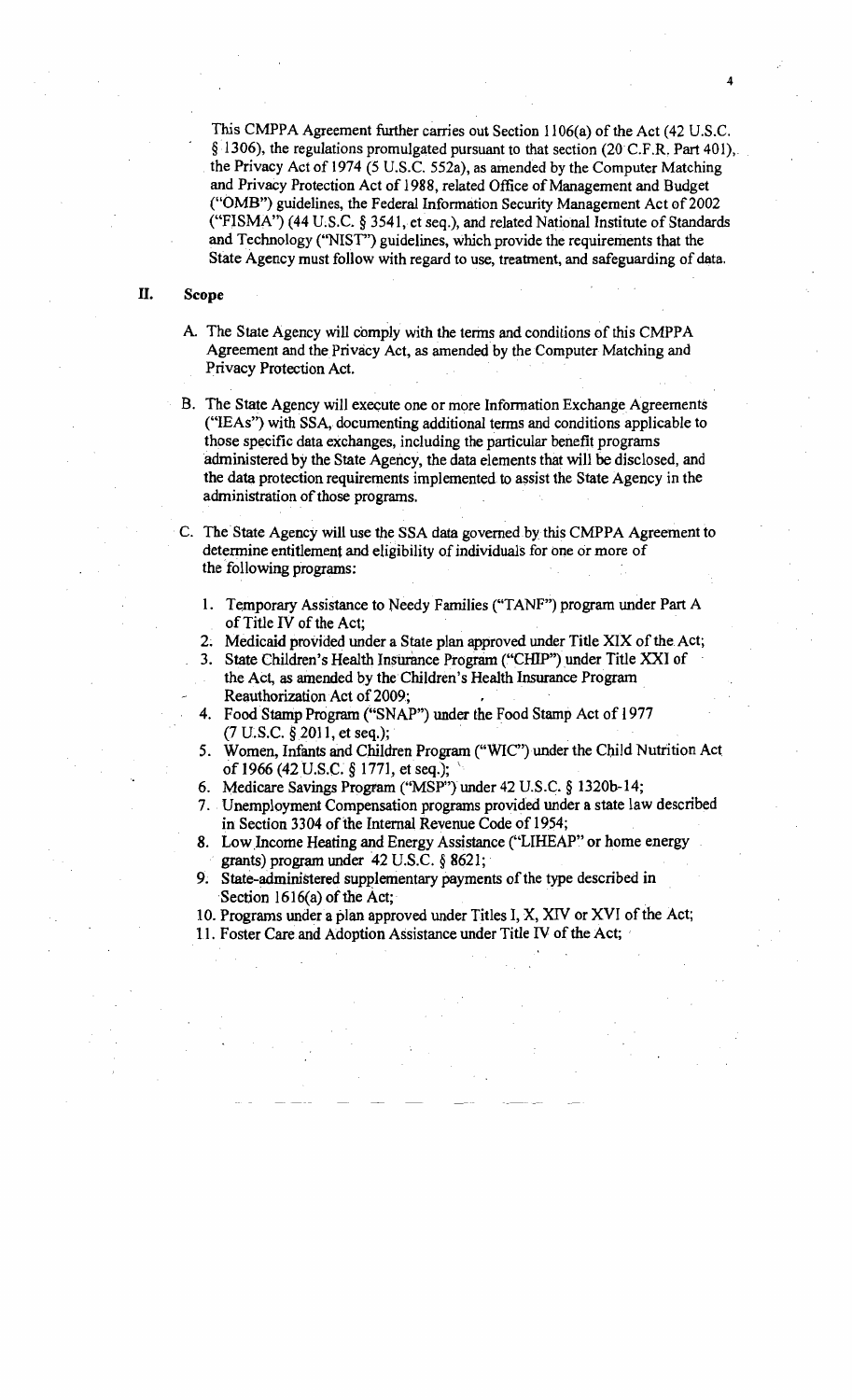This CMPPA Agreement further carries out Section 1106(a) of the Act (42 U.S.C. § 1306), the regulations promulgated pursuant to that section (20 C.F.R. Part 401), the Privacy Act of 1974 (5 U.S.C. 552a), as amended by the Computer Matching and Privacy Protection Act of 1988, related Office of Management and Budget ("OMB") guidelines, the Federal Information Security Management Act of 2002 ("FISMA") (44 U.S.C. § 3541, et seq.), and related National Institute of Standards and Technology ("NIST") guidelines, which provide the requirements that the State Agency must follow with regard to use, treatment, and safeguarding of data.

## II. Scope

A. The State Agency will comply with the terms and conditions of this CMPPA Agreement and the Privacy Act, as amended by the Computer Matching and Privacy Protection Act.

B. The State Agency will execute one or more Information Exchange Agreements ("IEAs") with SSA, documenting additional terms and conditions applicable to those specific data exchanges, including the particular benefit programs administered by the State Agency, the data elements that will be disclosed, and the data protection requirements implemented to assist the State Agency in the administration of those programs.

C. The State Agency will use the SSA data governed by this CMPPA Agreement to determine entitlement and eligibility of individuals for one or more of the following programs:

1. Temporary Assistance to Needy Families ("TANF") program under Part A of Title IV of the Act;
2. Medicaid provided under a State plan approved under Title XIX of the Act;
3. State Children's Health Insurance Program ("CHIP") under Title XXI of the Act, as amended by the Children's Health Insurance Program Reauthorization Act of 2009;
4. Food Stamp Program ("SNAP") under the Food Stamp Act of 1977 (7 U.S.C. § 2011, et seq.);
5. Women, Infants and Children Program ("WIC") under the Child Nutrition Act of 1966 (42 U.S.C. § 1771, et seq.);
6. Medicare Savings Program ("MSP") under 42 U.S.C. § 1320b-14;
7. Unemployment Compensation programs provided under a state law described in Section 3304 of the Internal Revenue Code of 1954;
8. Low Income Heating and Energy Assistance ("LIHEAP" or home energy grants) program under 42 U.S.C. § 8621;
9. State-administered supplementary payments of the type described in Section 1616(a) of the Act;
10. Programs under a plan approved under Titles I, X, XIV or XVI of the Act;
11. Foster Care and Adoption Assistance under Title IV of the Act;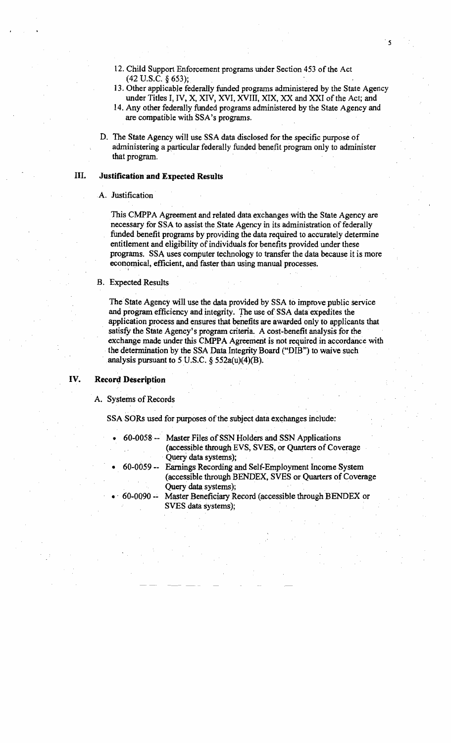12. Child Support Enforcement programs under Section 453 of the Act (42 U.S.C. § 653);
13. Other applicable federally funded programs administered by the State Agency under Titles I, IV, X, XIV, XVI, XVIII, XIX, XX and XXI of the Act; and
14. Any other federally funded programs administered by the State Agency and are compatible with SSA's programs.

D. The State Agency will use SSA data disclosed for the specific purpose of administering a particular federally funded benefit program only to administer that program.

## III. Justification and Expected Results

A. Justification

This CMPPA Agreement and related data exchanges with the State Agency are necessary for SSA to assist the State Agency in its administration of federally funded benefit programs by providing the data required to accurately determine entitlement and eligibility of individuals for benefits provided under these programs. SSA uses computer technology to transfer the data because it is more economical, efficient, and faster than using manual processes.

B. Expected Results

The State Agency will use the data provided by SSA to improve public service and program efficiency and integrity. The use of SSA data expedites the application process and ensures that benefits are awarded only to applicants that satisfy the State Agency's program criteria. A cost-benefit analysis for the exchange made under this CMPPA Agreement is not required in accordance with the determination by the SSA Data Integrity Board ("DIB") to waive such analysis pursuant to 5 U.S.C. § 552a(u)(4)(B).

## IV. Record Description

A. Systems of Records

SSA SORs used for purposes of the subject data exchanges include:

- 60-0058 -- Master Files of SSN Holders and SSN Applications (accessible through EVS, SVES, or Quarters of Coverage Query data systems);
- 60-0059 -- Earnings Recording and Self-Employment Income System (accessible through BENDEX, SVES or Quarters of Coverage Query data systems);
- 60-0090 -- Master Beneficiary Record (accessible through BENDEX or SVES data systems);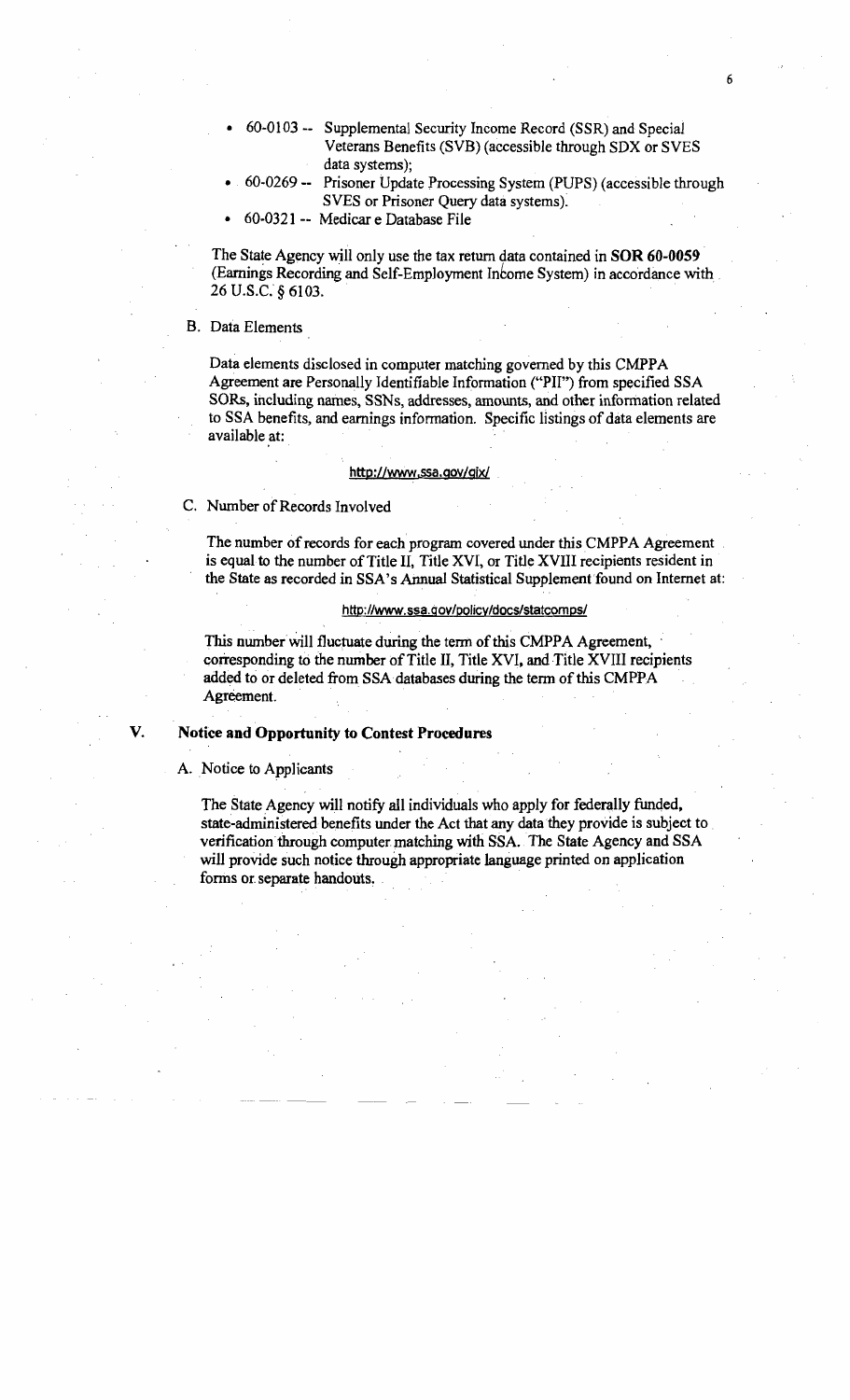- 60-0103 -- Supplemental Security Income Record (SSR) and Special Veterans Benefits (SVB) (accessible through SDX or SVES data systems);
- 60-0269 -- Prisoner Update Processing System (PUPS) (accessible through SVES or Prisoner Query data systems).
- 60-0321 -- Medicar e Database File

The State Agency will only use the tax return data contained in **SOR 60-0059** (Earnings Recording and Self-Employment Income System) in accordance with 26 U.S.C. § 6103.

B. Data Elements

Data elements disclosed in computer matching governed by this CMPPA Agreement are Personally Identifiable Information ("PII") from specified SSA SORs, including names, SSNs, addresses, amounts, and other information related to SSA benefits, and earnings information. Specific listings of data elements are available at:

http://www.ssa.gov/gix/

C. Number of Records Involved

The number of records for each program covered under this CMPPA Agreement is equal to the number of Title II, Title XVI, or Title XVIII recipients resident in the State as recorded in SSA's Annual Statistical Supplement found on Internet at:

http://www.ssa.gov/policy/docs/statcomps/

This number will fluctuate during the term of this CMPPA Agreement, corresponding to the number of Title II, Title XVI, and Title XVIII recipients added to or deleted from SSA databases during the term of this CMPPA Agreement.

## V. Notice and Opportunity to Contest Procedures

A. Notice to Applicants

The State Agency will notify all individuals who apply for federally funded, state-administered benefits under the Act that any data they provide is subject to verification through computer matching with SSA. The State Agency and SSA will provide such notice through appropriate language printed on application forms or separate handouts.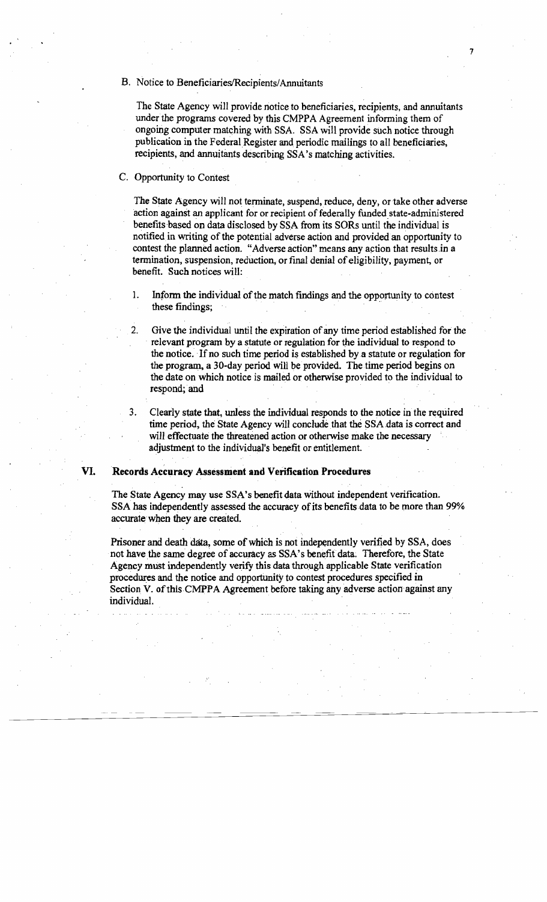B. Notice to Beneficiaries/Recipients/Annuitants

The State Agency will provide notice to beneficiaries, recipients, and annuitants under the programs covered by this CMPPA Agreement informing them of ongoing computer matching with SSA. SSA will provide such notice through publication in the Federal Register and periodic mailings to all beneficiaries, recipients, and annuitants describing SSA's matching activities.

C. Opportunity to Contest

The State Agency will not terminate, suspend, reduce, deny, or take other adverse action against an applicant for or recipient of federally funded state-administered benefits based on data disclosed by SSA from its SORs until the individual is notified in writing of the potential adverse action and provided an opportunity to contest the planned action. "Adverse action" means any action that results in a termination, suspension, reduction, or final denial of eligibility, payment, or benefit. Such notices will:

1. Inform the individual of the match findings and the opportunity to contest these findings;

2. Give the individual until the expiration of any time period established for the relevant program by a statute or regulation for the individual to respond to the notice. If no such time period is established by a statute or regulation for the program, a 30-day period will be provided. The time period begins on the date on which notice is mailed or otherwise provided to the individual to respond; and

3. Clearly state that, unless the individual responds to the notice in the required time period, the State Agency will conclude that the SSA data is correct and will effectuate the threatened action or otherwise make the necessary adjustment to the individual's benefit or entitlement.

## VI. Records Accuracy Assessment and Verification Procedures

The State Agency may use SSA's benefit data without independent verification. SSA has independently assessed the accuracy of its benefits data to be more than 99% accurate when they are created.

Prisoner and death data, some of which is not independently verified by SSA, does not have the same degree of accuracy as SSA's benefit data. Therefore, the State Agency must independently verify this data through applicable State verification procedures and the notice and opportunity to contest procedures specified in Section V. of this CMPPA Agreement before taking any adverse action against any individual.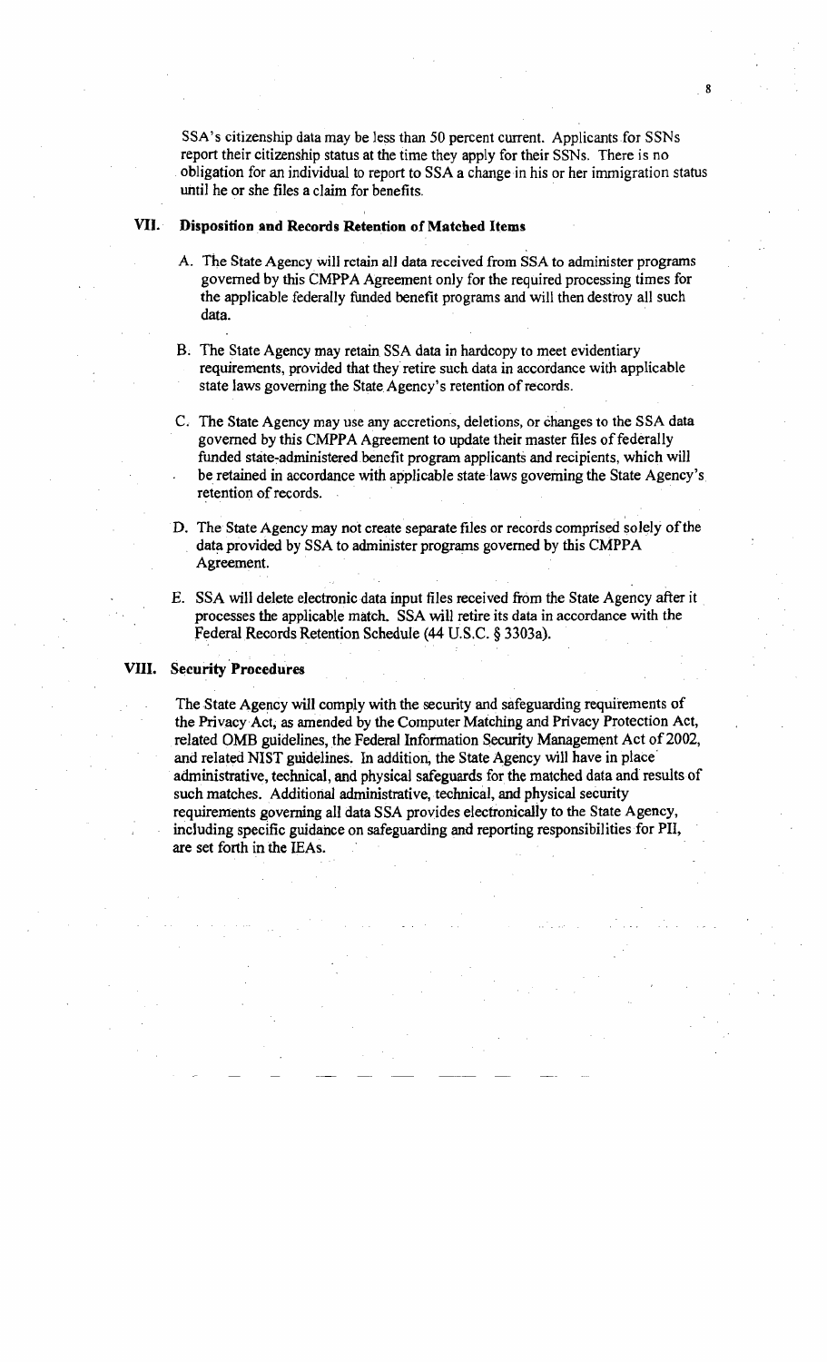SSA's citizenship data may be less than 50 percent current. Applicants for SSNs report their citizenship status at the time they apply for their SSNs. There is no obligation for an individual to report to SSA a change in his or her immigration status until he or she files a claim for benefits.

## VII. Disposition and Records Retention of Matched Items

A. The State Agency will retain all data received from SSA to administer programs governed by this CMPPA Agreement only for the required processing times for the applicable federally funded benefit programs and will then destroy all such data.

B. The State Agency may retain SSA data in hardcopy to meet evidentiary requirements, provided that they retire such data in accordance with applicable state laws governing the State Agency's retention of records.

C. The State Agency may use any accretions, deletions, or changes to the SSA data governed by this CMPPA Agreement to update their master files of federally funded state-administered benefit program applicants and recipients, which will be retained in accordance with applicable state laws governing the State Agency's retention of records.

D. The State Agency may not create separate files or records comprised solely of the data provided by SSA to administer programs governed by this CMPPA Agreement.

E. SSA will delete electronic data input files received from the State Agency after it processes the applicable match. SSA will retire its data in accordance with the Federal Records Retention Schedule (44 U.S.C. § 3303a).

## VIII. Security Procedures

The State Agency will comply with the security and safeguarding requirements of the Privacy Act, as amended by the Computer Matching and Privacy Protection Act, related OMB guidelines, the Federal Information Security Management Act of 2002, and related NIST guidelines. In addition, the State Agency will have in place administrative, technical, and physical safeguards for the matched data and results of such matches. Additional administrative, technical, and physical security requirements governing all data SSA provides electronically to the State Agency, including specific guidance on safeguarding and reporting responsibilities for PII, are set forth in the IEAs.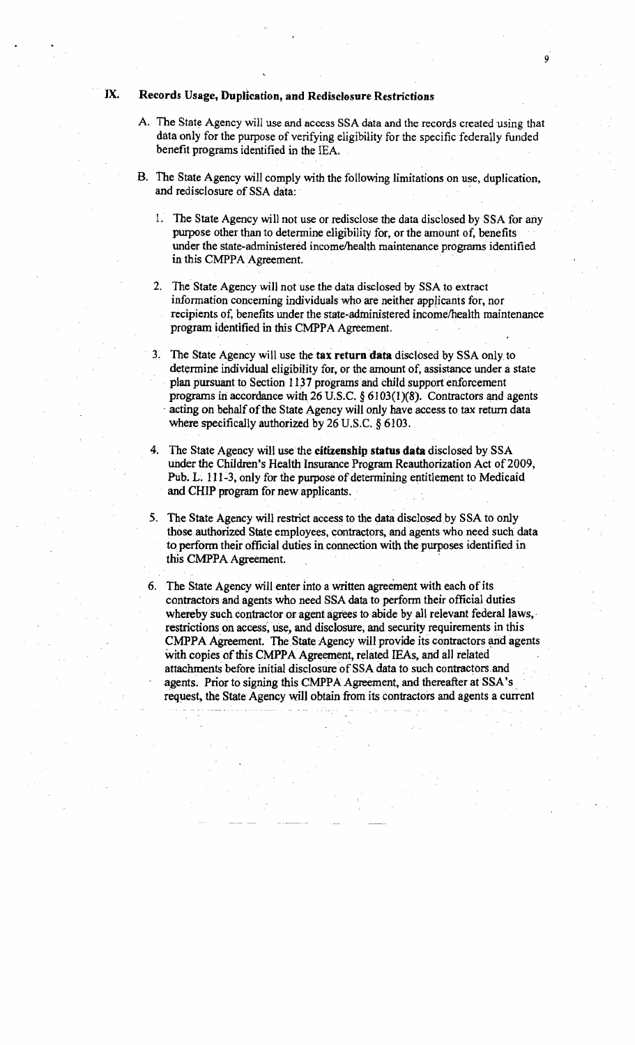## IX. Records Usage, Duplication, and Redisclosure Restrictions

A. The State Agency will use and access SSA data and the records created using that data only for the purpose of verifying eligibility for the specific federally funded benefit programs identified in the IEA.

B. The State Agency will comply with the following limitations on use, duplication, and redisclosure of SSA data:

1. The State Agency will not use or redisclose the data disclosed by SSA for any purpose other than to determine eligibility for, or the amount of, benefits under the state-administered income/health maintenance programs identified in this CMPPA Agreement.

2. The State Agency will not use the data disclosed by SSA to extract information concerning individuals who are neither applicants for, nor recipients of, benefits under the state-administered income/health maintenance program identified in this CMPPA Agreement.

3. The State Agency will use the **tax return data** disclosed by SSA only to determine individual eligibility for, or the amount of, assistance under a state plan pursuant to Section 1137 programs and child support enforcement programs in accordance with 26 U.S.C. § 6103(l)(8). Contractors and agents acting on behalf of the State Agency will only have access to tax return data where specifically authorized by 26 U.S.C. § 6103.

4. The State Agency will use the **citizenship status data** disclosed by SSA under the Children's Health Insurance Program Reauthorization Act of 2009, Pub. L. 111-3, only for the purpose of determining entitlement to Medicaid and CHIP program for new applicants.

5. The State Agency will restrict access to the data disclosed by SSA to only those authorized State employees, contractors, and agents who need such data to perform their official duties in connection with the purposes identified in this CMPPA Agreement.

6. The State Agency will enter into a written agreement with each of its contractors and agents who need SSA data to perform their official duties whereby such contractor or agent agrees to abide by all relevant federal laws, restrictions on access, use, and disclosure, and security requirements in this CMPPA Agreement. The State Agency will provide its contractors and agents with copies of this CMPPA Agreement, related IEAs, and all related attachments before initial disclosure of SSA data to such contractors and agents. Prior to signing this CMPPA Agreement, and thereafter at SSA's request, the State Agency will obtain from its contractors and agents a current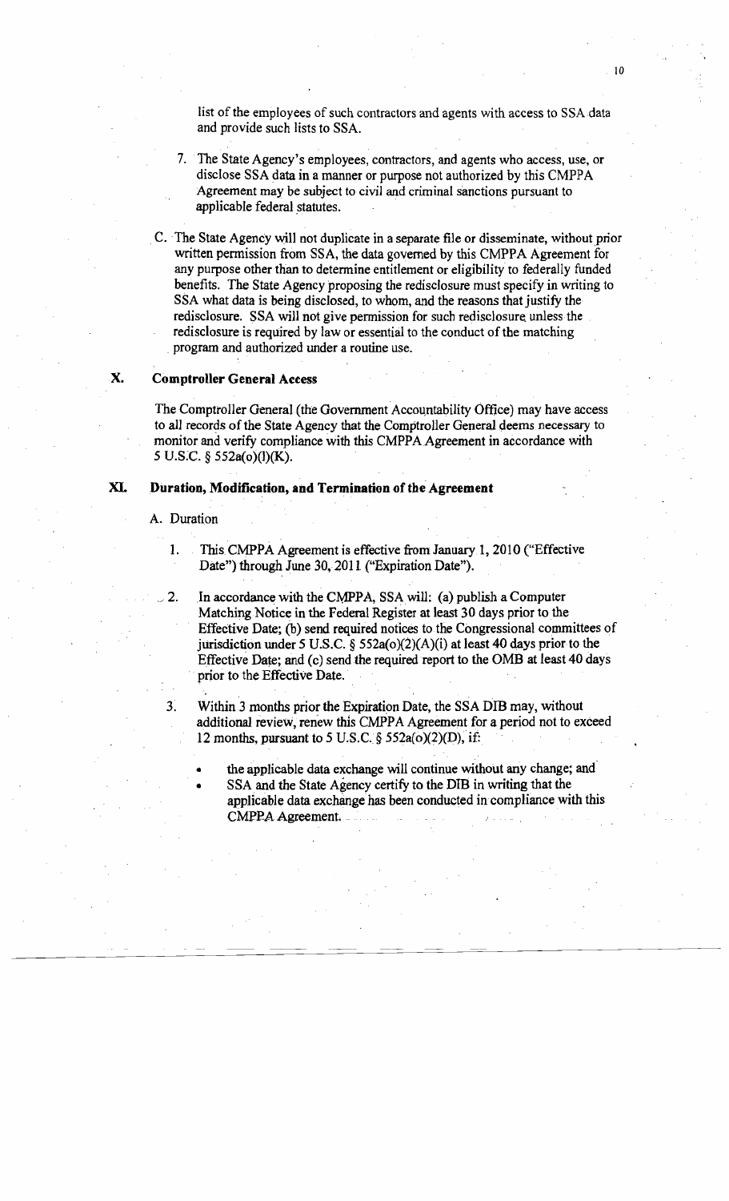list of the employees of such contractors and agents with access to SSA data and provide such lists to SSA.

7. The State Agency's employees, contractors, and agents who access, use, or disclose SSA data in a manner or purpose not authorized by this CMPPA Agreement may be subject to civil and criminal sanctions pursuant to applicable federal statutes.

C. The State Agency will not duplicate in a separate file or disseminate, without prior written permission from SSA, the data governed by this CMPPA Agreement for any purpose other than to determine entitlement or eligibility to federally funded benefits. The State Agency proposing the redisclosure must specify in writing to SSA what data is being disclosed, to whom, and the reasons that justify the redisclosure. SSA will not give permission for such redisclosure unless the redisclosure is required by law or essential to the conduct of the matching program and authorized under a routine use.

## X. Comptroller General Access

The Comptroller General (the Government Accountability Office) may have access to all records of the State Agency that the Comptroller General deems necessary to monitor and verify compliance with this CMPPA Agreement in accordance with 5 U.S.C. § 552a(o)(l)(K).

## XI. Duration, Modification, and Termination of the Agreement

A. Duration

1. This CMPPA Agreement is effective from January 1, 2010 ("Effective Date") through June 30, 2011 ("Expiration Date").

2. In accordance with the CMPPA, SSA will: (a) publish a Computer Matching Notice in the Federal Register at least 30 days prior to the Effective Date; (b) send required notices to the Congressional committees of jurisdiction under 5 U.S.C. § 552a(o)(2)(A)(i) at least 40 days prior to the Effective Date; and (c) send the required report to the OMB at least 40 days prior to the Effective Date.

3. Within 3 months prior the Expiration Date, the SSA DIB may, without additional review, renew this CMPPA Agreement for a period not to exceed 12 months, pursuant to 5 U.S.C. § 552a(o)(2)(D), if:

   - the applicable data exchange will continue without any change; and
   - SSA and the State Agency certify to the DIB in writing that the applicable data exchange has been conducted in compliance with this CMPPA Agreement.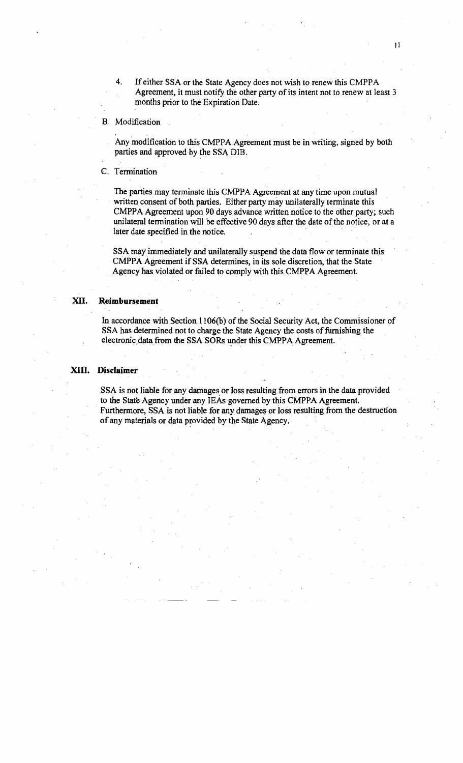4. If either SSA or the State Agency does not wish to renew this CMPPA Agreement, it must notify the other party of its intent not to renew at least 3 months prior to the Expiration Date.

B. Modification

Any modification to this CMPPA Agreement must be in writing, signed by both parties and approved by the SSA DIB.

C. Termination

The parties may terminate this CMPPA Agreement at any time upon mutual written consent of both parties. Either party may unilaterally terminate this CMPPA Agreement upon 90 days advance written notice to the other party; such unilateral termination will be effective 90 days after the date of the notice, or at a later date specified in the notice.

SSA may immediately and unilaterally suspend the data flow or terminate this CMPPA Agreement if SSA determines, in its sole discretion, that the State Agency has violated or failed to comply with this CMPPA Agreement.

## XII. Reimbursement

In accordance with Section 1106(b) of the Social Security Act, the Commissioner of SSA has determined not to charge the State Agency the costs of furnishing the electronic data from the SSA SORs under this CMPPA Agreement.

## XIII. Disclaimer

SSA is not liable for any damages or loss resulting from errors in the data provided to the State Agency under any IEAs governed by this CMPPA Agreement. Furthermore, SSA is not liable for any damages or loss resulting from the destruction of any materials or data provided by the State Agency.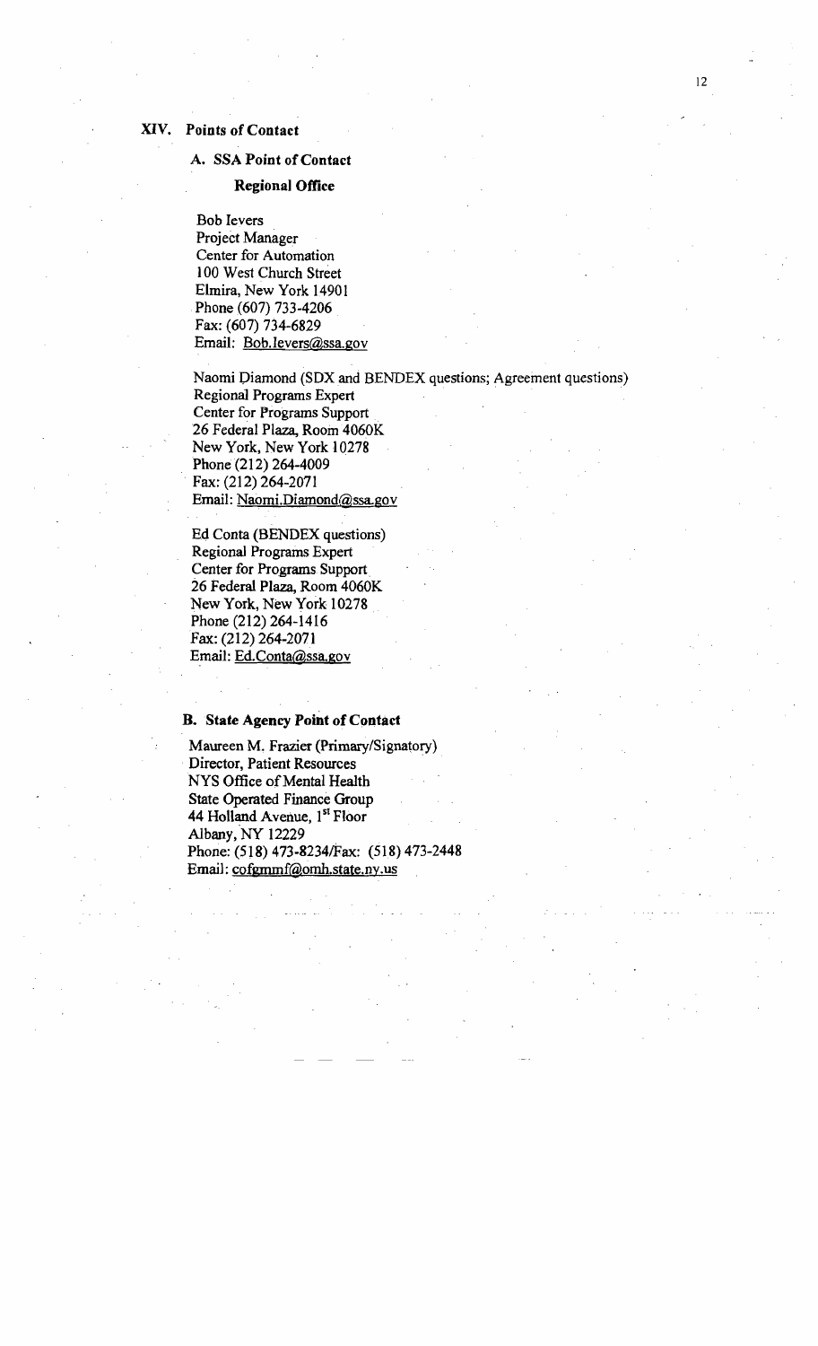## XIV. Points of Contact

### A. SSA Point of Contact

**Regional Office**

Bob Ievers  
Project Manager  
Center for Automation  
100 West Church Street  
Elmira, New York 14901  
Phone (607) 733-4206  
Fax: (607) 734-6829  
Email: Bob.Ievers@ssa.gov

Naomi Diamond (SDX and BENDEX questions; Agreement questions)  
Regional Programs Expert  
Center for Programs Support  
26 Federal Plaza, Room 4060K  
New York, New York 10278  
Phone (212) 264-4009  
Fax: (212) 264-2071  
Email: Naomi.Diamond@ssa.gov

Ed Conta (BENDEX questions)  
Regional Programs Expert  
Center for Programs Support  
26 Federal Plaza, Room 4060K  
New York, New York 10278  
Phone (212) 264-1416  
Fax: (212) 264-2071  
Email: Ed.Conta@ssa.gov

### B. State Agency Point of Contact

Maureen M. Frazier (Primary/Signatory)  
Director, Patient Resources  
NYS Office of Mental Health  
State Operated Finance Group  
44 Holland Avenue, 1st Floor  
Albany, NY 12229  
Phone: (518) 473-8234/Fax: (518) 473-2448  
Email: cofgmmf@omh.state.ny.us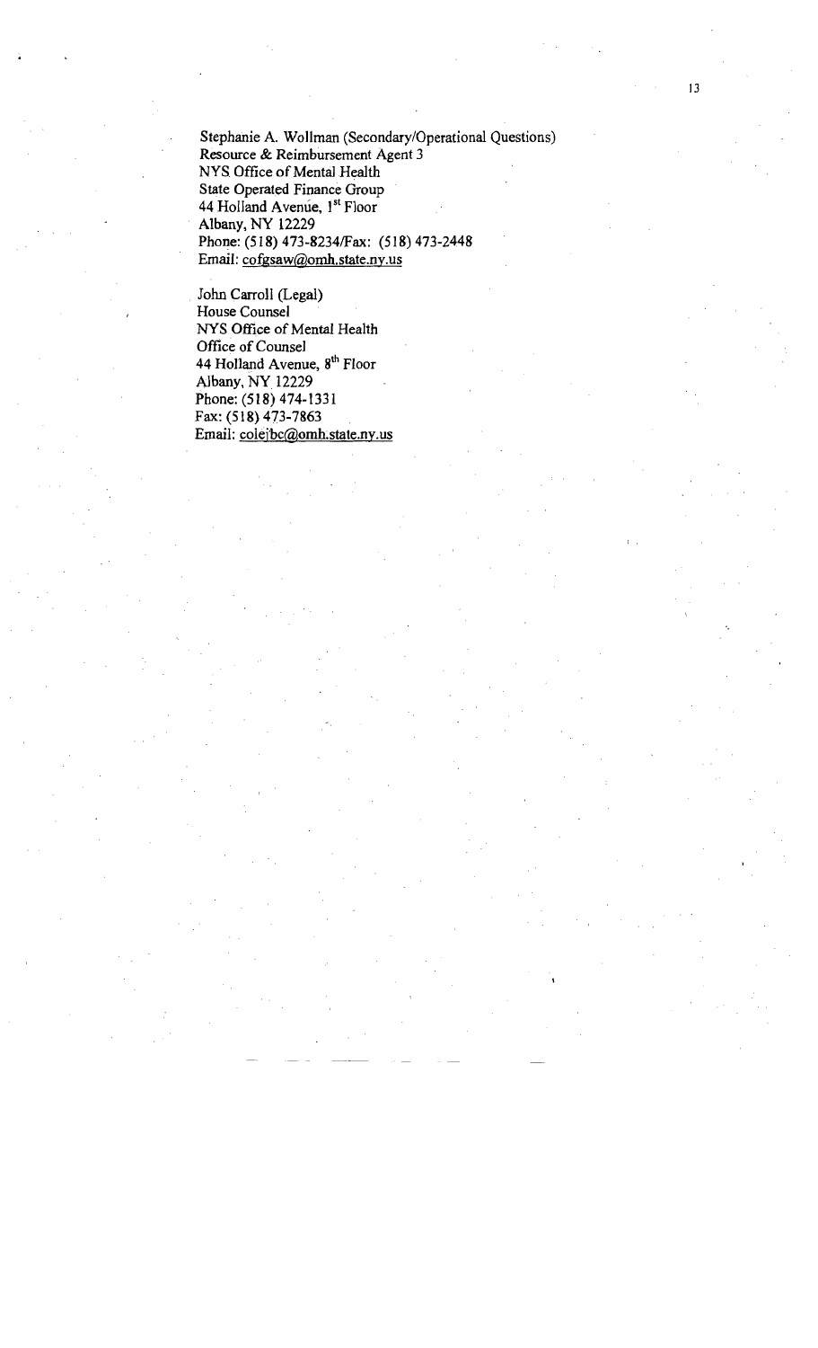Stephanie A. Wollman (Secondary/Operational Questions)
Resource & Reimbursement Agent 3
NYS Office of Mental Health
State Operated Finance Group
44 Holland Avenue, 1st Floor
Albany, NY 12229
Phone: (518) 473-8234/Fax: (518) 473-2448
Email: cofgsaw@omh.state.ny.us

John Carroll (Legal)
House Counsel
NYS Office of Mental Health
Office of Counsel
44 Holland Avenue, 8th Floor
Albany, NY 12229
Phone: (518) 474-1331
Fax: (518) 473-7863
Email: colejbc@omh.state.ny.us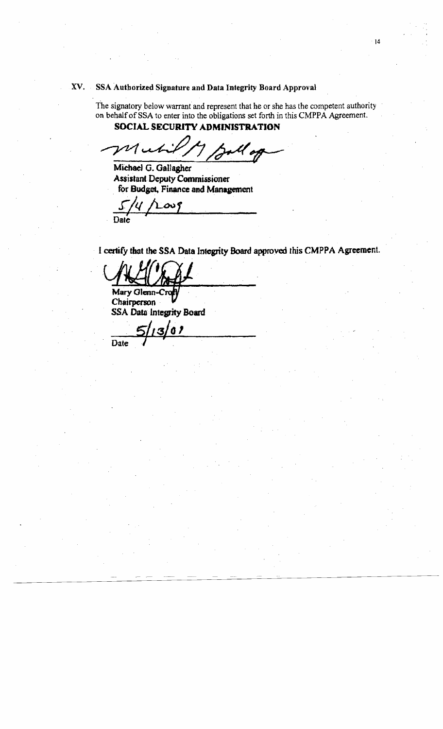## XV. SSA Authorized Signature and Data Integrity Board Approval

The signatory below warrant and represent that he or she has the competent authority on behalf of SSA to enter into the obligations set forth in this CMPPA Agreement.

**SOCIAL SECURITY ADMINISTRATION**

**Michael G. Gallagher**
**Assistant Deputy Commissioner**
**for Budget, Finance and Management**

5/4/2009
Date

**I certify that the SSA Data Integrity Board approved this CMPPA Agreement.**

**Mary Glenn-Croft**
**Chairperson**
**SSA Data Integrity Board**

5/13/09
Date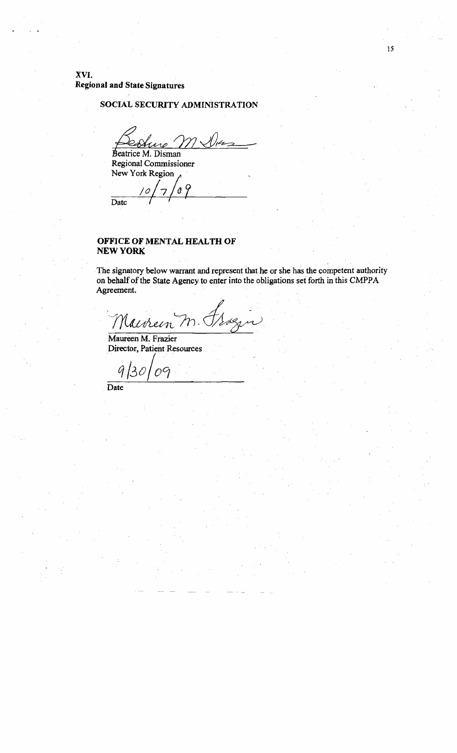## XVI.
## Regional and State Signatures

**SOCIAL SECURITY ADMINISTRATION**

Beatrice M. Disman
Regional Commissioner
New York Region

10/7/09
Date

**OFFICE OF MENTAL HEALTH OF NEW YORK**

The signatory below warrant and represent that he or she has the competent authority on behalf of the State Agency to enter into the obligations set forth in this CMPPA Agreement.

Maureen M. Frazier
Director, Patient Resources

9/30/09
Date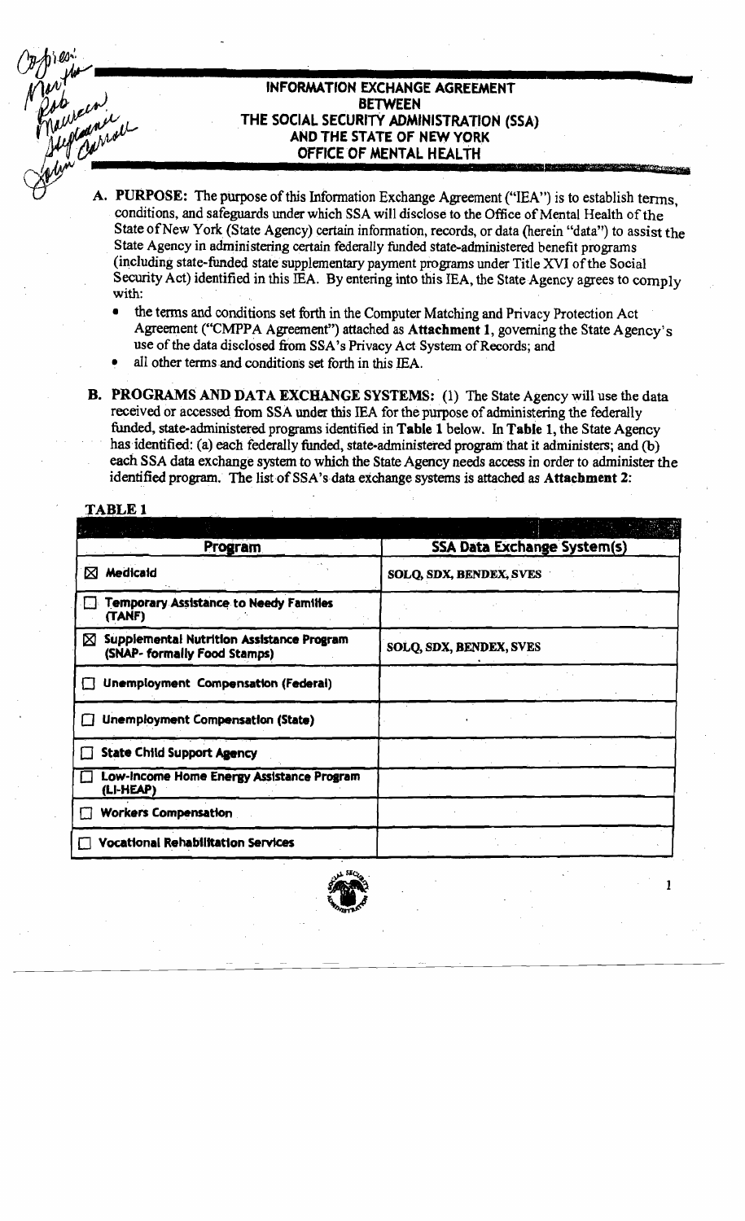# INFORMATION EXCHANGE AGREEMENT BETWEEN THE SOCIAL SECURITY ADMINISTRATION (SSA) AND THE STATE OF NEW YORK OFFICE OF MENTAL HEALTH

**A. PURPOSE:** The purpose of this Information Exchange Agreement ("IEA") is to establish terms, conditions, and safeguards under which SSA will disclose to the Office of Mental Health of the State of New York (State Agency) certain information, records, or data (herein "data") to assist the State Agency in administering certain federally funded state-administered benefit programs (including state-funded state supplementary payment programs under Title XVI of the Social Security Act) identified in this IEA. By entering into this IEA, the State Agency agrees to comply with:

- the terms and conditions set forth in the Computer Matching and Privacy Protection Act Agreement ("CMPPA Agreement") attached as **Attachment 1**, governing the State Agency's use of the data disclosed from SSA's Privacy Act System of Records; and
- all other terms and conditions set forth in this IEA.

**B. PROGRAMS AND DATA EXCHANGE SYSTEMS:** (1) The State Agency will use the data received or accessed from SSA under this IEA for the purpose of administering the federally funded, state-administered programs identified in **Table 1** below. In **Table 1**, the State Agency has identified: (a) each federally funded, state-administered program that it administers; and (b) each SSA data exchange system to which the State Agency needs access in order to administer the identified program. The list of SSA's data exchange systems is attached as **Attachment 2**:

**TABLE 1**

| Program | SSA Data Exchange System(s) |
|---|---|
| ☒ **Medicaid** | SOLQ, SDX, BENDEX, SVES |
| ☐ **Temporary Assistance to Needy Families (TANF)** | |
| ☒ **Supplemental Nutrition Assistance Program (SNAP- formally Food Stamps)** | SOLQ, SDX, BENDEX, SVES |
| ☐ **Unemployment Compensation (Federal)** | |
| ☐ **Unemployment Compensation (State)** | |
| ☐ **State Child Support Agency** | |
| ☐ **Low-Income Home Energy Assistance Program (LI-HEAP)** | |
| ☐ **Workers Compensation** | |
| ☐ **Vocational Rehabilitation Services** | |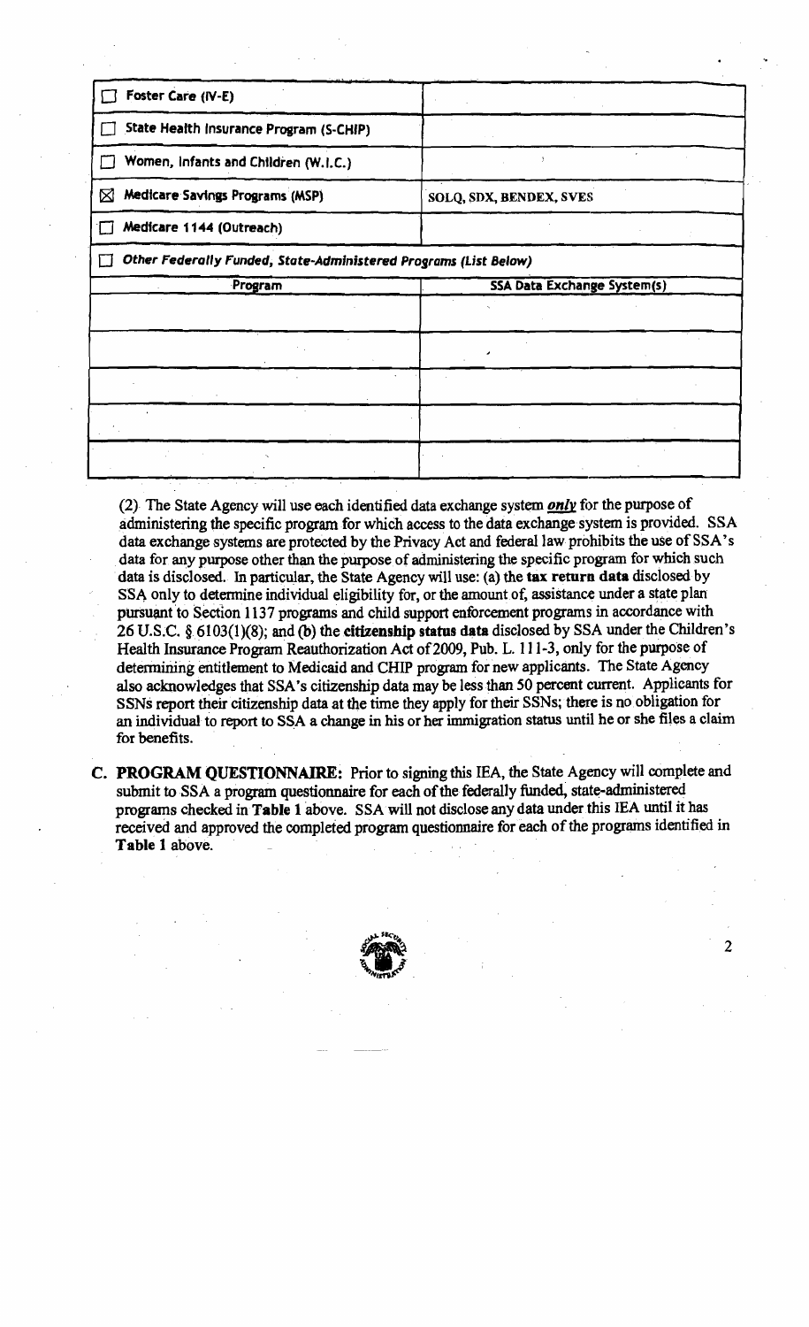| | |
|---|---|
| ☐ **Foster Care (IV-E)** | |
| ☐ **State Health Insurance Program (S-CHIP)** | |
| ☐ **Women, Infants and Children (W.I.C.)** | |
| ☒ **Medicare Savings Programs (MSP)** | SOLQ, SDX, BENDEX, SVES |
| ☐ **Medicare 1144 (Outreach)** | |
| ☐ ***Other Federally Funded, State-Administered Programs (List Below)*** | |
| **Program** | **SSA Data Exchange System(s)** |
| | |
| | |
| | |
| | |
| | |

(2) The State Agency will use each identified data exchange system ***only*** for the purpose of administering the specific program for which access to the data exchange system is provided. SSA data exchange systems are protected by the Privacy Act and federal law prohibits the use of SSA's data for any purpose other than the purpose of administering the specific program for which such data is disclosed. In particular, the State Agency will use: (a) the **tax return data** disclosed by SSA only to determine individual eligibility for, or the amount of, assistance under a state plan pursuant to Section 1137 programs and child support enforcement programs in accordance with 26 U.S.C. § 6103(l)(8); and (b) the **citizenship status data** disclosed by SSA under the Children's Health Insurance Program Reauthorization Act of 2009, Pub. L. 111-3, only for the purpose of determining entitlement to Medicaid and CHIP program for new applicants. The State Agency also acknowledges that SSA's citizenship data may be less than 50 percent current. Applicants for SSNs report their citizenship data at the time they apply for their SSNs; there is no obligation for an individual to report to SSA a change in his or her immigration status until he or she files a claim for benefits.

**C. PROGRAM QUESTIONNAIRE:** Prior to signing this IEA, the State Agency will complete and submit to SSA a program questionnaire for each of the federally funded, state-administered programs checked in **Table 1** above. SSA will not disclose any data under this IEA until it has received and approved the completed program questionnaire for each of the programs identified in **Table 1** above.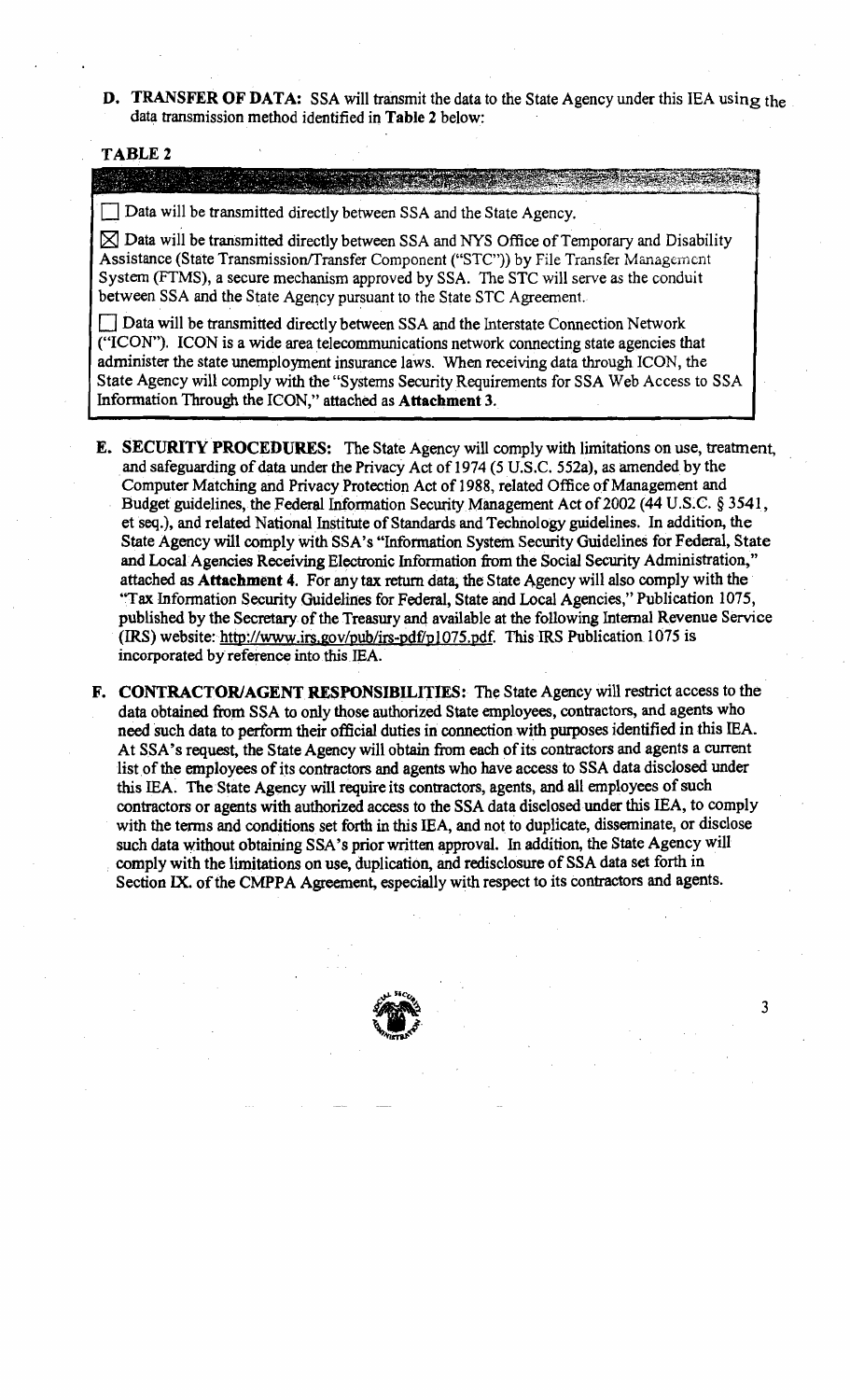**D. TRANSFER OF DATA:** SSA will transmit the data to the State Agency under this IEA using the data transmission method identified in **Table 2** below:

**TABLE 2**

☐ Data will be transmitted directly between SSA and the State Agency.

☒ Data will be transmitted directly between SSA and NYS Office of Temporary and Disability Assistance (State Transmission/Transfer Component ("STC")) by File Transfer Management System (FTMS), a secure mechanism approved by SSA. The STC will serve as the conduit between SSA and the State Agency pursuant to the State STC Agreement.

☐ Data will be transmitted directly between SSA and the Interstate Connection Network ("ICON"). ICON is a wide area telecommunications network connecting state agencies that administer the state unemployment insurance laws. When receiving data through ICON, the State Agency will comply with the "Systems Security Requirements for SSA Web Access to SSA Information Through the ICON," attached as **Attachment 3.**

**E. SECURITY PROCEDURES:** The State Agency will comply with limitations on use, treatment, and safeguarding of data under the Privacy Act of 1974 (5 U.S.C. 552a), as amended by the Computer Matching and Privacy Protection Act of 1988, related Office of Management and Budget guidelines, the Federal Information Security Management Act of 2002 (44 U.S.C. § 3541, et seq.), and related National Institute of Standards and Technology guidelines. In addition, the State Agency will comply with SSA's "Information System Security Guidelines for Federal, State and Local Agencies Receiving Electronic Information from the Social Security Administration," attached as **Attachment 4**. For any tax return data, the State Agency will also comply with the "Tax Information Security Guidelines for Federal, State and Local Agencies," Publication 1075, published by the Secretary of the Treasury and available at the following Internal Revenue Service (IRS) website: http://www.irs.gov/pub/irs-pdf/p1075.pdf. This IRS Publication 1075 is incorporated by reference into this IEA.

**F. CONTRACTOR/AGENT RESPONSIBILITIES:** The State Agency will restrict access to the data obtained from SSA to only those authorized State employees, contractors, and agents who need such data to perform their official duties in connection with purposes identified in this IEA. At SSA's request, the State Agency will obtain from each of its contractors and agents a current list of the employees of its contractors and agents who have access to SSA data disclosed under this IEA. The State Agency will require its contractors, agents, and all employees of such contractors or agents with authorized access to the SSA data disclosed under this IEA, to comply with the terms and conditions set forth in this IEA, and not to duplicate, disseminate, or disclose such data without obtaining SSA's prior written approval. In addition, the State Agency will comply with the limitations on use, duplication, and redisclosure of SSA data set forth in Section IX. of the CMPPA Agreement, especially with respect to its contractors and agents.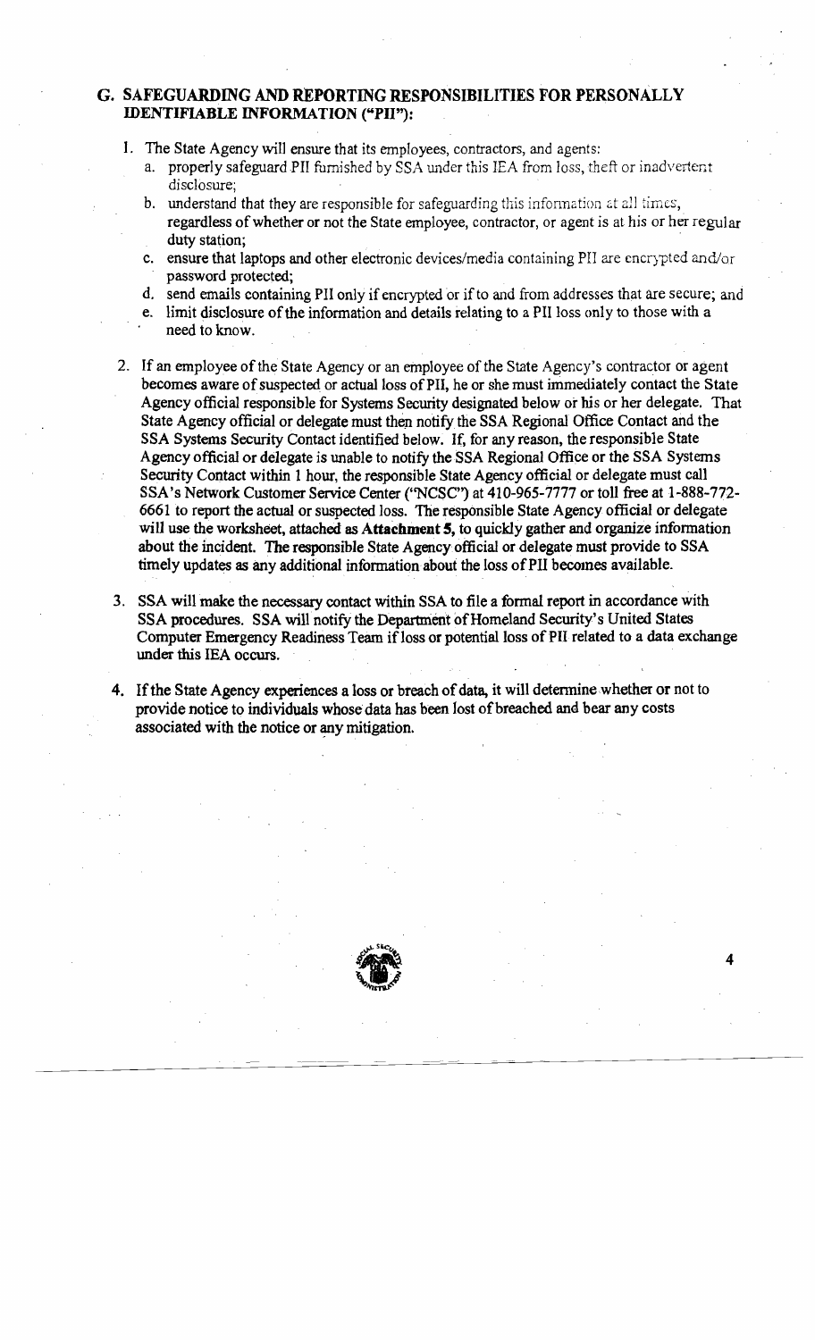## G. SAFEGUARDING AND REPORTING RESPONSIBILITIES FOR PERSONALLY IDENTIFIABLE INFORMATION ("PII"):

1. The State Agency will ensure that its employees, contractors, and agents:
   a. properly safeguard PII furnished by SSA under this IEA from loss, theft or inadvertent disclosure;
   b. understand that they are responsible for safeguarding this information at all times, regardless of whether or not the State employee, contractor, or agent is at his or her regular duty station;
   c. ensure that laptops and other electronic devices/media containing PII are encrypted and/or password protected;
   d. send emails containing PII only if encrypted or if to and from addresses that are secure; and
   e. limit disclosure of the information and details relating to a PII loss only to those with a need to know.

2. If an employee of the State Agency or an employee of the State Agency's contractor or agent becomes aware of suspected or actual loss of PII, he or she must immediately contact the State Agency official responsible for Systems Security designated below or his or her delegate. That State Agency official or delegate must then notify the SSA Regional Office Contact and the SSA Systems Security Contact identified below. If, for any reason, the responsible State Agency official or delegate is unable to notify the SSA Regional Office or the SSA Systems Security Contact within 1 hour, the responsible State Agency official or delegate must call SSA's Network Customer Service Center ("NCSC") at 410-965-7777 or toll free at 1-888-772-6661 to report the actual or suspected loss. The responsible State Agency official or delegate will use the worksheet, attached as **Attachment 5**, to quickly gather and organize information about the incident. The responsible State Agency official or delegate must provide to SSA timely updates as any additional information about the loss of PII becomes available.

3. SSA will make the necessary contact within SSA to file a formal report in accordance with SSA procedures. SSA will notify the Department of Homeland Security's United States Computer Emergency Readiness Team if loss or potential loss of PII related to a data exchange under this IEA occurs.

4. If the State Agency experiences a loss or breach of data, it will determine whether or not to provide notice to individuals whose data has been lost of breached and bear any costs associated with the notice or any mitigation.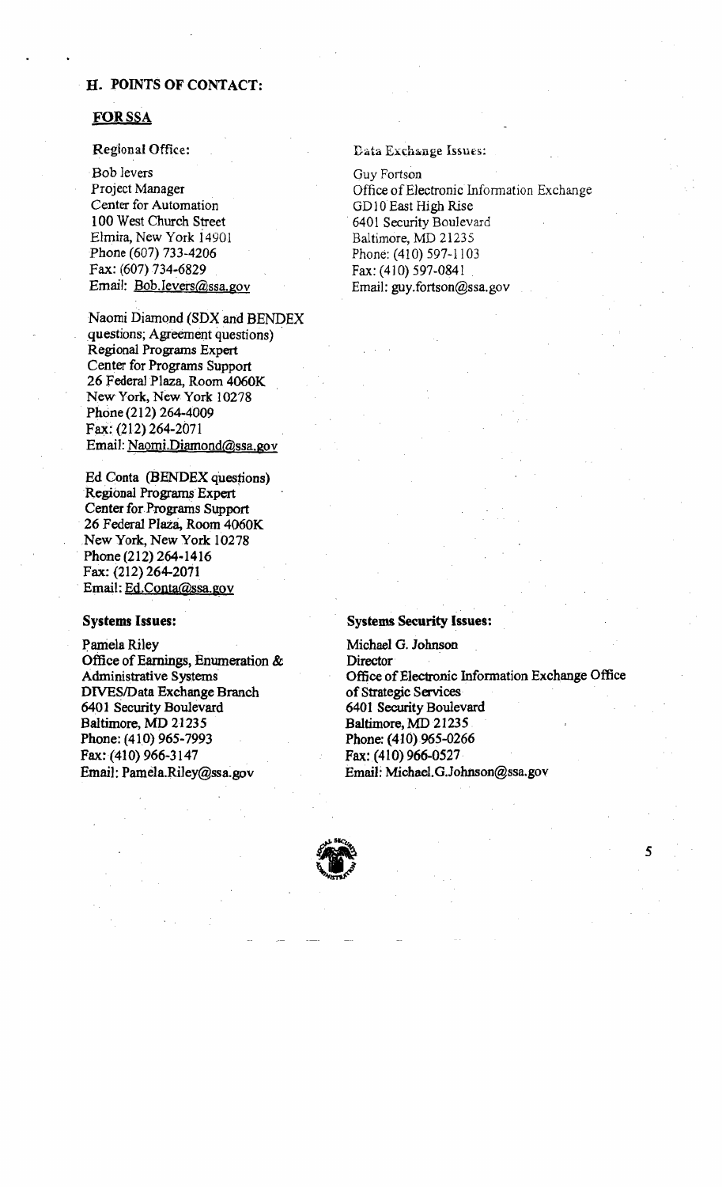## H. POINTS OF CONTACT:

### FOR SSA

**Regional Office:**

Bob Ievers
Project Manager
Center for Automation
100 West Church Street
Elmira, New York 14901
Phone (607) 733-4206
Fax: (607) 734-6829
Email: Bob.Ievers@ssa.gov

Naomi Diamond (SDX and BENDEX questions; Agreement questions)
Regional Programs Expert
Center for Programs Support
26 Federal Plaza, Room 4060K
New York, New York 10278
Phone (212) 264-4009
Fax: (212) 264-2071
Email: Naomi.Diamond@ssa.gov

Ed Conta (BENDEX questions)
Regional Programs Expert
Center for Programs Support
26 Federal Plaza, Room 4060K
New York, New York 10278
Phone (212) 264-1416
Fax: (212) 264-2071
Email: Ed.Conta@ssa.gov

**Data Exchange Issues:**

Guy Fortson
Office of Electronic Information Exchange
GD10 East High Rise
6401 Security Boulevard
Baltimore, MD 21235
Phone: (410) 597-1103
Fax: (410) 597-0841
Email: guy.fortson@ssa.gov

**Systems Issues:**

Pamela Riley
Office of Earnings, Enumeration & Administrative Systems
DIVES/Data Exchange Branch
6401 Security Boulevard
Baltimore, MD 21235
Phone: (410) 965-7993
Fax: (410) 966-3147
Email: Pamela.Riley@ssa.gov

**Systems Security Issues:**

Michael G. Johnson
Director
Office of Electronic Information Exchange Office of Strategic Services
6401 Security Boulevard
Baltimore, MD 21235
Phone: (410) 965-0266
Fax: (410) 966-0527
Email: Michael.G.Johnson@ssa.gov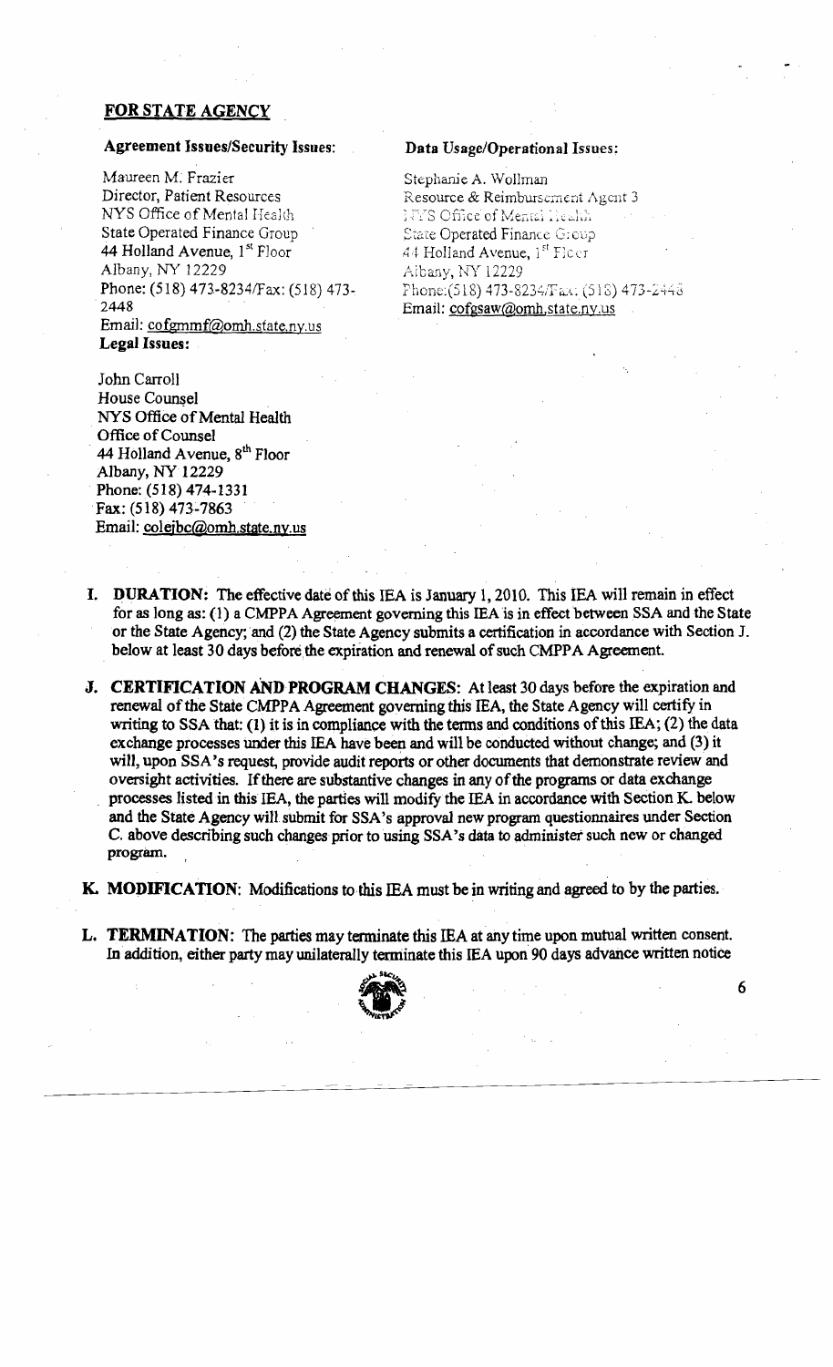## FOR STATE AGENCY

**Agreement Issues/Security Issues:**

Maureen M. Frazier
Director, Patient Resources
NYS Office of Mental Health
State Operated Finance Group
44 Holland Avenue, 1st Floor
Albany, NY 12229
Phone: (518) 473-8234/Fax: (518) 473-2448
Email: cofgmmf@omh.state.ny.us

**Legal Issues:**

John Carroll
House Counsel
NYS Office of Mental Health
Office of Counsel
44 Holland Avenue, 8th Floor
Albany, NY 12229
Phone: (518) 474-1331
Fax: (518) 473-7863
Email: colejbc@omh.state.ny.us

**Data Usage/Operational Issues:**

Stephanie A. Wollman
Resource & Reimbursement Agent 3
NYS Office of Mental Health
State Operated Finance Group
44 Holland Avenue, 1st Floor
Albany, NY 12229
Phone:(518) 473-8234/Fax: (518) 473-2448
Email: cofgsaw@omh.state.ny.us

**I. DURATION:** The effective date of this IEA is January 1, 2010. This IEA will remain in effect for as long as: (1) a CMPPA Agreement governing this IEA is in effect between SSA and the State or the State Agency; and (2) the State Agency submits a certification in accordance with Section J. below at least 30 days before the expiration and renewal of such CMPPA Agreement.

**J. CERTIFICATION AND PROGRAM CHANGES:** At least 30 days before the expiration and renewal of the State CMPPA Agreement governing this IEA, the State Agency will certify in writing to SSA that: (1) it is in compliance with the terms and conditions of this IEA; (2) the data exchange processes under this IEA have been and will be conducted without change; and (3) it will, upon SSA's request, provide audit reports or other documents that demonstrate review and oversight activities. If there are substantive changes in any of the programs or data exchange processes listed in this IEA, the parties will modify the IEA in accordance with Section K. below and the State Agency will submit for SSA's approval new program questionnaires under Section C. above describing such changes prior to using SSA's data to administer such new or changed program.

**K. MODIFICATION:** Modifications to this IEA must be in writing and agreed to by the parties.

**L. TERMINATION:** The parties may terminate this IEA at any time upon mutual written consent. In addition, either party may unilaterally terminate this IEA upon 90 days advance written notice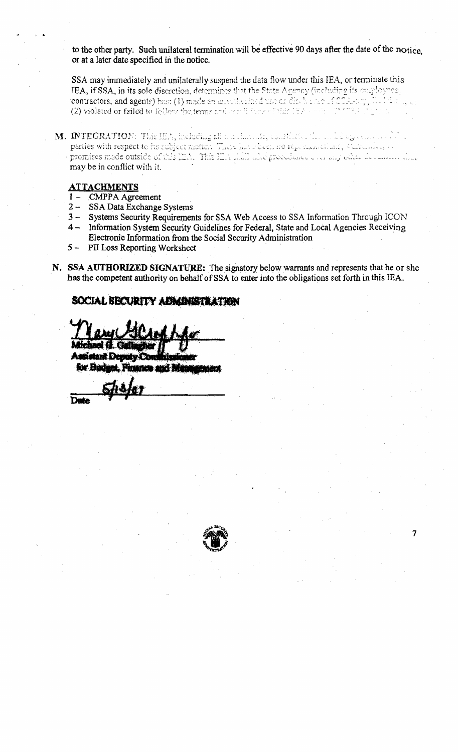to the other party. Such unilateral termination will be effective 90 days after the date of the notice, or at a later date specified in the notice.

SSA may immediately and unilaterally suspend the data flow under this IEA, or terminate this IEA, if SSA, in its sole discretion, determines that the State Agency (including its employees, contractors, and agents) has: (1) made an unauthorized use or disclosure of SSA-supplied data; or (2) violated or failed to follow the terms and conditions of this IEA or the CMPPA Agreement.

**M. INTEGRATION:** This IEA, including all attachments, constitutes the entire agreement of the parties with respect to its subject matter. There have been no representations, warranties, or promises made outside of this IEA. This IEA shall take precedence over any other documents that may be in conflict with it.

**ATTACHMENTS**

1 – CMPPA Agreement
2 – SSA Data Exchange Systems
3 – Systems Security Requirements for SSA Web Access to SSA Information Through ICON
4 – Information System Security Guidelines for Federal, State and Local Agencies Receiving Electronic Information from the Social Security Administration
5 – PII Loss Reporting Worksheet

**N. SSA AUTHORIZED SIGNATURE:** The signatory below warrants and represents that he or she has the competent authority on behalf of SSA to enter into the obligations set forth in this IEA.

**SOCIAL SECURITY ADMINISTRATION**

Michael G. Gallagher
Assistant Deputy Commissioner
for Budget, Finance and Management

5/18/07

Date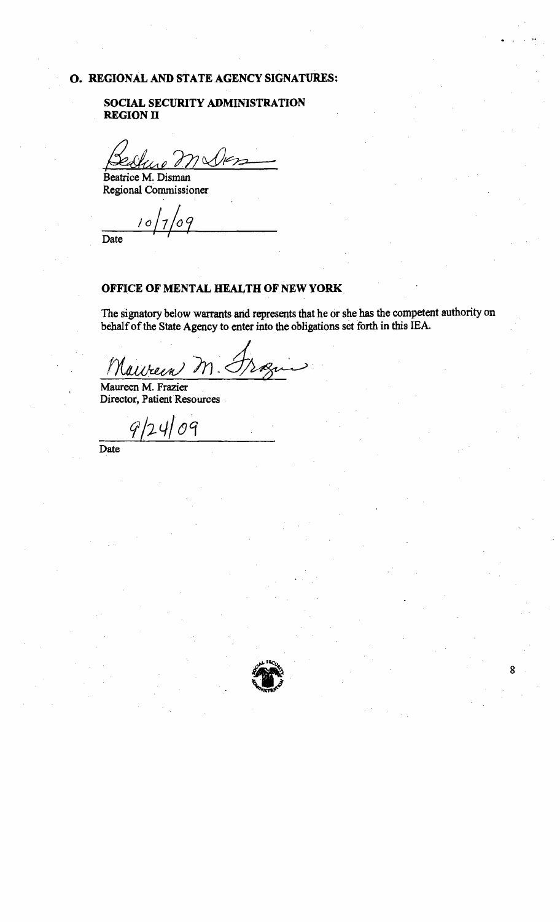## O. REGIONAL AND STATE AGENCY SIGNATURES:

**SOCIAL SECURITY ADMINISTRATION**
**REGION II**

Beatrice M. Disman
Regional Commissioner

10/7/09
Date

**OFFICE OF MENTAL HEALTH OF NEW YORK**

The signatory below warrants and represents that he or she has the competent authority on behalf of the State Agency to enter into the obligations set forth in this IEA.

Maureen M. Frazier
Director, Patient Resources

9/24/09
Date